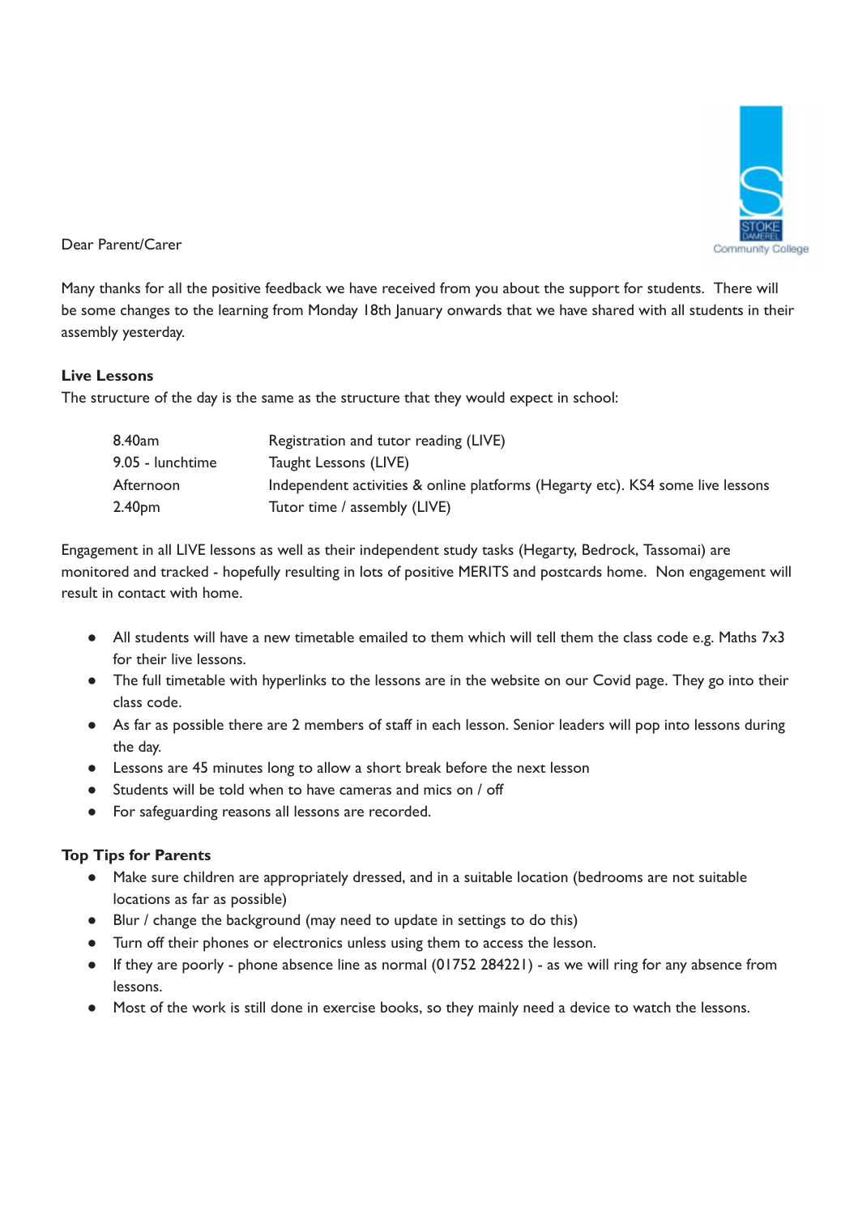Dear Parent/Carer

Many thanks for all the positive feedback we have received from you about the support for students. There will be some changes to the learning from Monday 18th January onwards that we have shared with all students in their assembly yesterday.

**Live Lessons**

The structure of the day is the same as the structure that they would expect in school:

| | |
|---|---|
| 8.40am | Registration and tutor reading (LIVE) |
| 9.05 - lunchtime | Taught Lessons (LIVE) |
| Afternoon | Independent activities & online platforms (Hegarty etc). KS4 some live lessons |
| 2.40pm | Tutor time / assembly (LIVE) |

Engagement in all LIVE lessons as well as their independent study tasks (Hegarty, Bedrock, Tassomai) are monitored and tracked - hopefully resulting in lots of positive MERITS and postcards home. Non engagement will result in contact with home.

- All students will have a new timetable emailed to them which will tell them the class code e.g. Maths 7x3 for their live lessons.
- The full timetable with hyperlinks to the lessons are in the website on our Covid page. They go into their class code.
- As far as possible there are 2 members of staff in each lesson. Senior leaders will pop into lessons during the day.
- Lessons are 45 minutes long to allow a short break before the next lesson
- Students will be told when to have cameras and mics on / off
- For safeguarding reasons all lessons are recorded.

**Top Tips for Parents**

- Make sure children are appropriately dressed, and in a suitable location (bedrooms are not suitable locations as far as possible)
- Blur / change the background (may need to update in settings to do this)
- Turn off their phones or electronics unless using them to access the lesson.
- If they are poorly - phone absence line as normal (01752 284221) - as we will ring for any absence from lessons.
- Most of the work is still done in exercise books, so they mainly need a device to watch the lessons.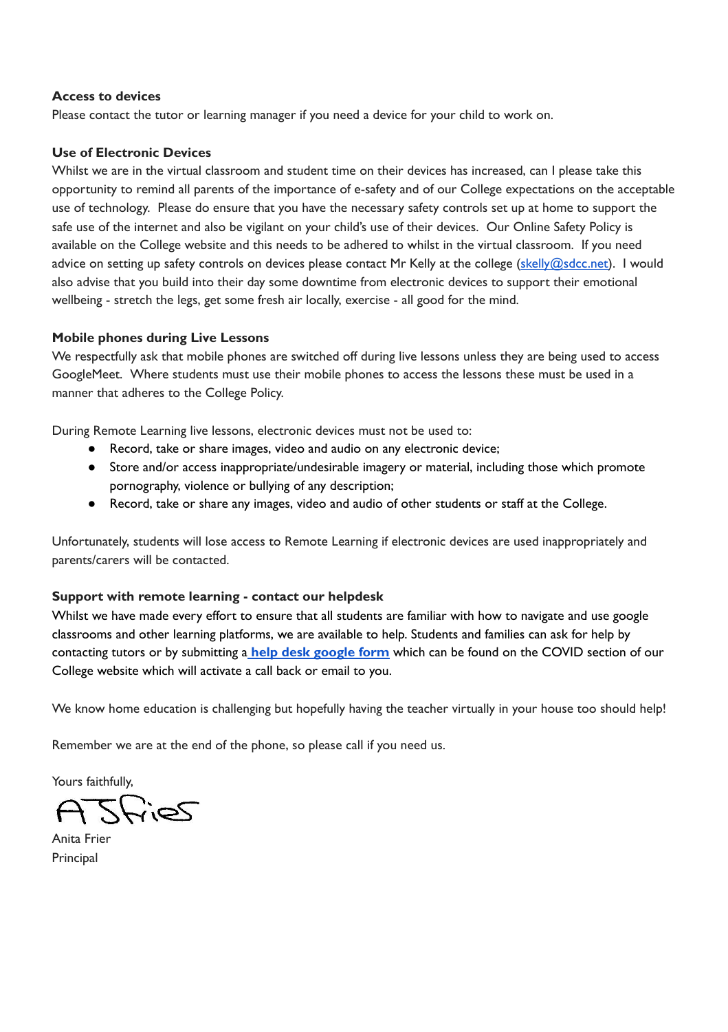**Access to devices**

Please contact the tutor or learning manager if you need a device for your child to work on.

**Use of Electronic Devices**

Whilst we are in the virtual classroom and student time on their devices has increased, can I please take this opportunity to remind all parents of the importance of e-safety and of our College expectations on the acceptable use of technology. Please do ensure that you have the necessary safety controls set up at home to support the safe use of the internet and also be vigilant on your child's use of their devices. Our Online Safety Policy is available on the College website and this needs to be adhered to whilst in the virtual classroom. If you need advice on setting up safety controls on devices please contact Mr Kelly at the college (skelly@sdcc.net). I would also advise that you build into their day some downtime from electronic devices to support their emotional wellbeing - stretch the legs, get some fresh air locally, exercise - all good for the mind.

**Mobile phones during Live Lessons**

We respectfully ask that mobile phones are switched off during live lessons unless they are being used to access GoogleMeet. Where students must use their mobile phones to access the lessons these must be used in a manner that adheres to the College Policy.

During Remote Learning live lessons, electronic devices must not be used to:

- Record, take or share images, video and audio on any electronic device;
- Store and/or access inappropriate/undesirable imagery or material, including those which promote pornography, violence or bullying of any description;
- Record, take or share any images, video and audio of other students or staff at the College.

Unfortunately, students will lose access to Remote Learning if electronic devices are used inappropriately and parents/carers will be contacted.

**Support with remote learning - contact our helpdesk**

Whilst we have made every effort to ensure that all students are familiar with how to navigate and use google classrooms and other learning platforms, we are available to help. Students and families can ask for help by contacting tutors or by submitting a **help desk google form** which can be found on the COVID section of our College website which will activate a call back or email to you.

We know home education is challenging but hopefully having the teacher virtually in your house too should help!

Remember we are at the end of the phone, so please call if you need us.

Yours faithfully,

Anita Frier
Principal